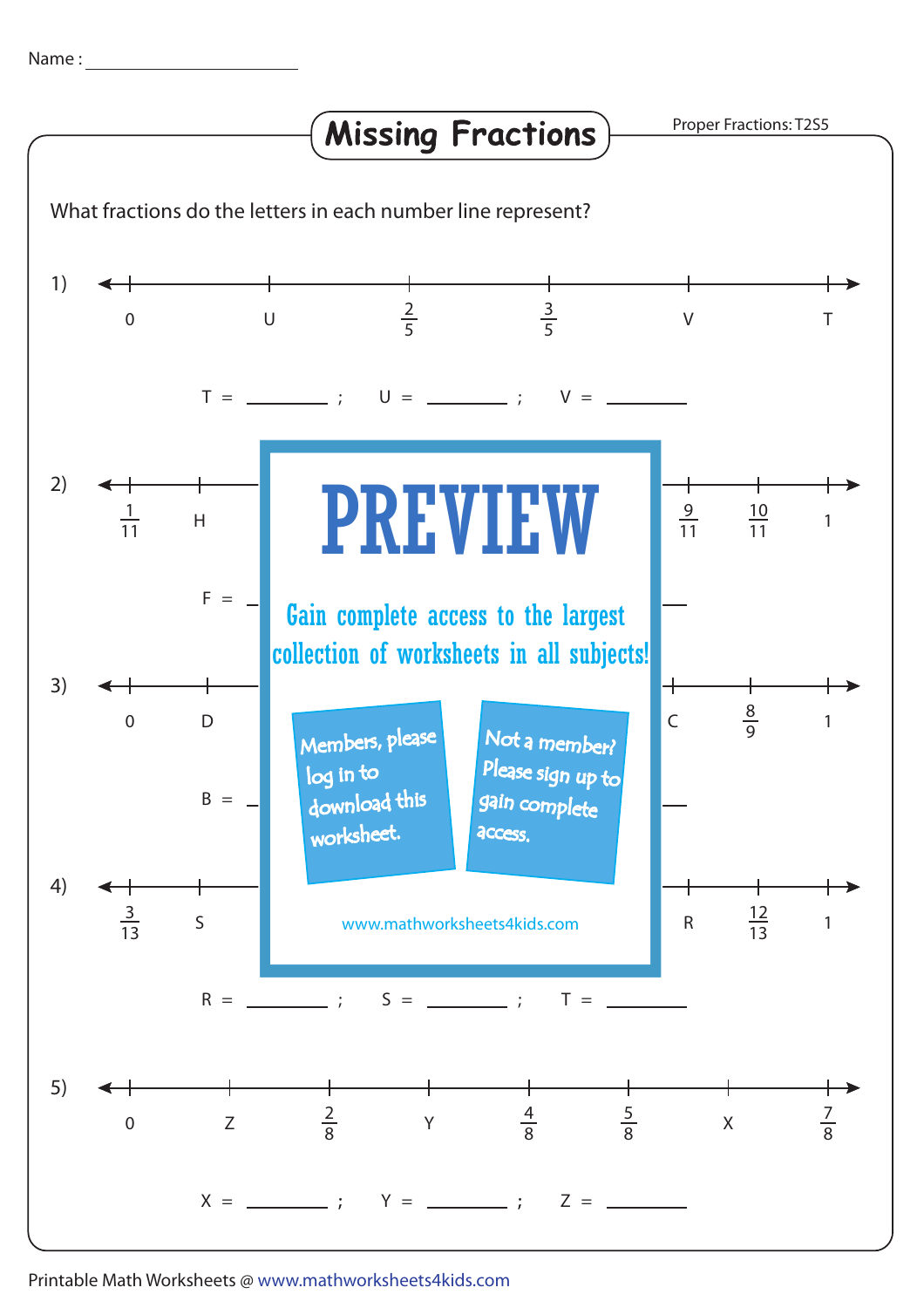Name : ____________________

# Missing Fractions

Proper Fractions: T2S5

What fractions do the letters in each number line represent?

1) Number line: $0$, U, $\frac{2}{5}$, $\frac{3}{5}$, V, T

T = ________ ; U = ________ ; V = ________

2) Number line: $\frac{1}{11}$, H, … $\frac{9}{11}$, $\frac{10}{11}$, 1

F = ________

3) Number line: $0$, D, … C, $\frac{8}{9}$, 1

B = ________

4) Number line: $\frac{3}{13}$, S, … R, $\frac{12}{13}$, 1

R = ________ ; S = ________ ; T = ________

5) Number line: $0$, Z, $\frac{2}{8}$, Y, $\frac{4}{8}$, $\frac{5}{8}$, X, $\frac{7}{8}$

X = ________ ; Y = ________ ; Z = ________

**PREVIEW**

Gain complete access to the largest collection of worksheets in all subjects!

Members, please log in to download this worksheet.

Not a member? Please sign up to gain complete access.

www.mathworksheets4kids.com

Printable Math Worksheets @ www.mathworksheets4kids.com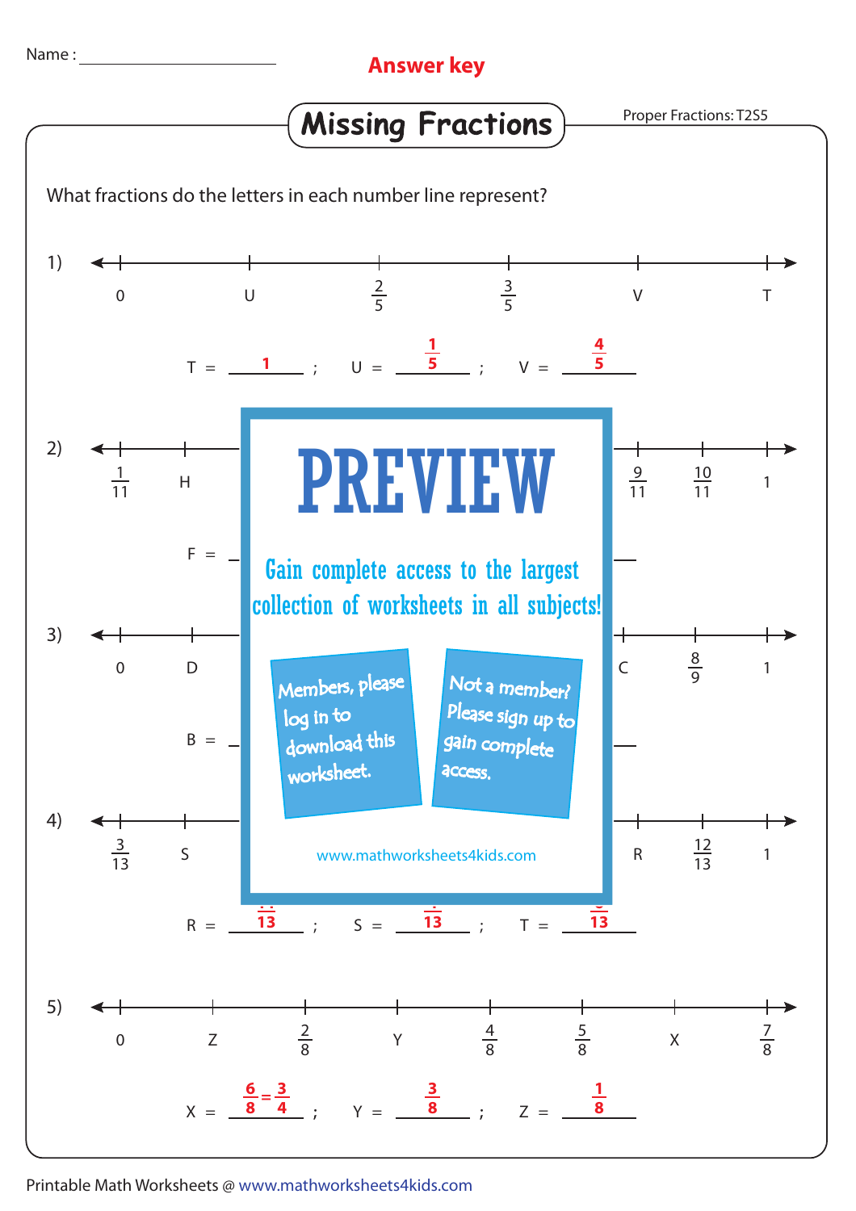Name : ____________________

**Answer key**

# Missing Fractions

Proper Fractions: T2S5

What fractions do the letters in each number line represent?

1) Number line labels: 0, U, $\frac{2}{5}$, $\frac{3}{5}$, V, T

T = **1** ; U = $\frac{1}{5}$ ; V = $\frac{4}{5}$

2) Number line labels: $\frac{1}{11}$, H, ..., $\frac{9}{11}$, $\frac{10}{11}$, 1

F = ___

3) Number line labels: 0, D, ..., C, $\frac{8}{9}$, 1

B = ___

4) Number line labels: $\frac{3}{13}$, S, ..., R, $\frac{12}{13}$, 1

R = $\frac{\ }{13}$ ; S = $\frac{\ }{13}$ ; T = $\frac{\ }{13}$

5) Number line labels: 0, Z, $\frac{2}{8}$, Y, $\frac{4}{8}$, $\frac{5}{8}$, X, $\frac{7}{8}$

X = $\frac{6}{8} = \frac{3}{4}$ ; Y = $\frac{3}{8}$ ; Z = $\frac{1}{8}$

**PREVIEW**

Gain complete access to the largest collection of worksheets in all subjects!

Members, please log in to download this worksheet.

Not a member? Please sign up to gain complete access.

www.mathworksheets4kids.com

Printable Math Worksheets @ www.mathworksheets4kids.com